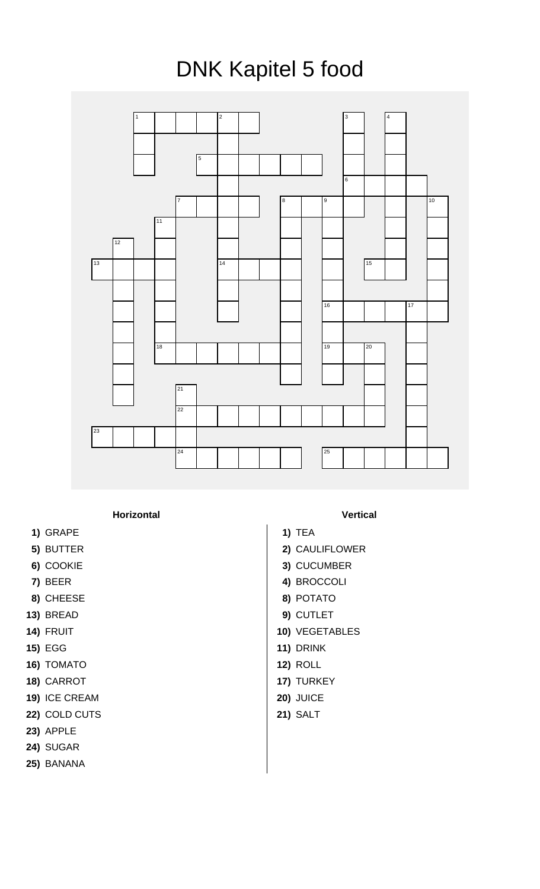# DNK Kapitel 5 food

**Horizontal**

**1)** GRAPE
**5)** BUTTER
**6)** COOKIE
**7)** BEER
**8)** CHEESE
**13)** BREAD
**14)** FRUIT
**15)** EGG
**16)** TOMATO
**18)** CARROT
**19)** ICE CREAM
**22)** COLD CUTS
**23)** APPLE
**24)** SUGAR
**25)** BANANA

**Vertical**

**1)** TEA
**2)** CAULIFLOWER
**3)** CUCUMBER
**4)** BROCCOLI
**8)** POTATO
**9)** CUTLET
**10)** VEGETABLES
**11)** DRINK
**12)** ROLL
**17)** TURKEY
**20)** JUICE
**21)** SALT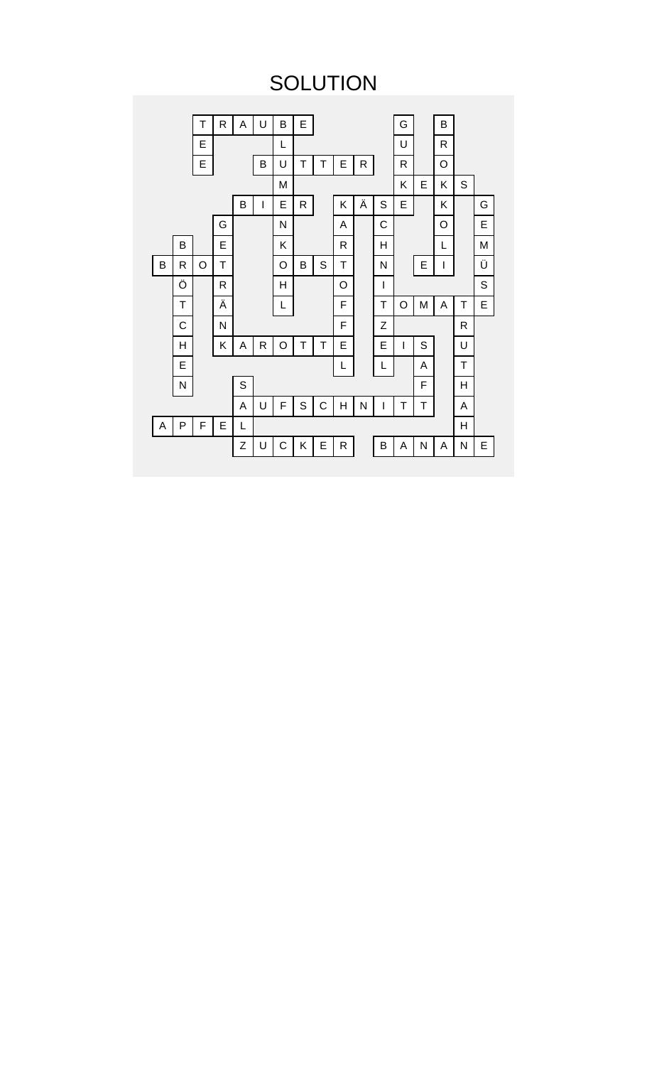# SOLUTION

| | | | | | | | | | | | | | | | | |
|---|---|---|---|---|---|---|---|---|---|---|---|---|---|---|---|---|
| | | T | R | A | U | B | E | | | | | G | | B | | |
| | | E | | | | L | | | | | | U | | R | | |
| | | E | | | B | U | T | T | E | R | | R | | O | | |
| | | | | | | M | | | | | | K | E | K | S | |
| | | | | B | I | E | R | | K | Ä | S | E | | K | | G |
| | | | G | | | N | | | A | | C | | | O | | E |
| | B | | E | | | K | | | R | | H | | | L | | M |
| B | R | O | T | | | O | B | S | T | | N | | E | I | | Ü |
| | Ö | | R | | | H | | | O | | I | | | | | S |
| | T | | Ä | | | L | | | F | | T | O | M | A | T | E |
| | C | | N | | | | | | F | | Z | | | | R | |
| | H | | K | A | R | O | T | T | E | | E | I | S | | U | |
| | E | | | | | | | | L | | L | | A | | T | |
| | N | | | S | | | | | | | | | F | | H | |
| | | | | A | U | F | S | C | H | N | I | T | T | | A | |
| A | P | F | E | L | | | | | | | | | | | H | |
| | | | | Z | U | C | K | E | R | | B | A | N | A | N | E |